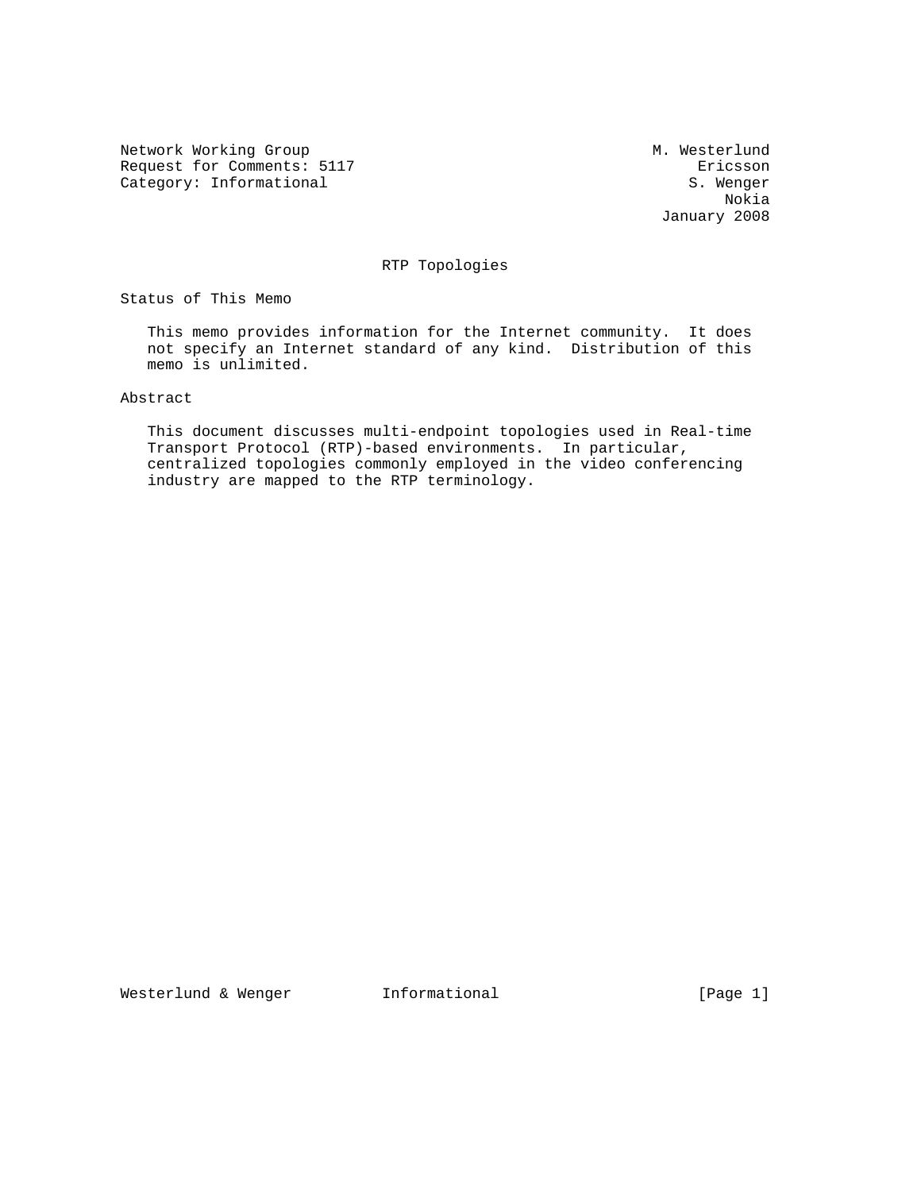Network Working Group  
Request for Comments: 5117  
Category: Informational

M. Westerlund  
Ericsson  
S. Wenger  
Nokia  
January 2008

# RTP Topologies

## Status of This Memo

This memo provides information for the Internet community. It does not specify an Internet standard of any kind. Distribution of this memo is unlimited.

## Abstract

This document discusses multi-endpoint topologies used in Real-time Transport Protocol (RTP)-based environments. In particular, centralized topologies commonly employed in the video conferencing industry are mapped to the RTP terminology.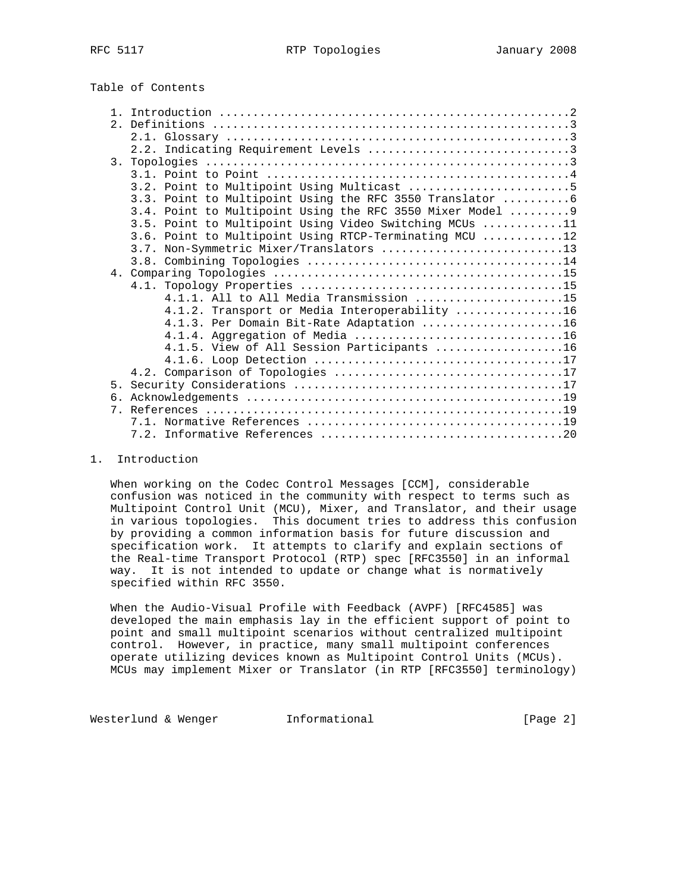Table of Contents

```
   1. Introduction ....................................................2
   2. Definitions .....................................................3
      2.1. Glossary ...................................................3
      2.2. Indicating Requirement Levels ..............................3
   3. Topologies ......................................................3
      3.1. Point to Point .............................................4
      3.2. Point to Multipoint Using Multicast ........................5
      3.3. Point to Multipoint Using the RFC 3550 Translator ..........6
      3.4. Point to Multipoint Using the RFC 3550 Mixer Model .........9
      3.5. Point to Multipoint Using Video Switching MCUs ............11
      3.6. Point to Multipoint Using RTCP-Terminating MCU ............12
      3.7. Non-Symmetric Mixer/Translators ...........................13
      3.8. Combining Topologies ......................................14
   4. Comparing Topologies ...........................................15
      4.1. Topology Properties .......................................15
           4.1.1. All to All Media Transmission ......................15
           4.1.2. Transport or Media Interoperability ................16
           4.1.3. Per Domain Bit-Rate Adaptation .....................16
           4.1.4. Aggregation of Media ...............................16
           4.1.5. View of All Session Participants ...................16
           4.1.6. Loop Detection .....................................17
      4.2. Comparison of Topologies ..................................17
   5. Security Considerations ........................................17
   6. Acknowledgements ...............................................19
   7. References .....................................................19
      7.1. Normative References ......................................19
      7.2. Informative References ....................................20
```

## 1. Introduction

When working on the Codec Control Messages [CCM], considerable confusion was noticed in the community with respect to terms such as Multipoint Control Unit (MCU), Mixer, and Translator, and their usage in various topologies. This document tries to address this confusion by providing a common information basis for future discussion and specification work. It attempts to clarify and explain sections of the Real-time Transport Protocol (RTP) spec [RFC3550] in an informal way. It is not intended to update or change what is normatively specified within RFC 3550.

When the Audio-Visual Profile with Feedback (AVPF) [RFC4585] was developed the main emphasis lay in the efficient support of point to point and small multipoint scenarios without centralized multipoint control. However, in practice, many small multipoint conferences operate utilizing devices known as Multipoint Control Units (MCUs). MCUs may implement Mixer or Translator (in RTP [RFC3550] terminology)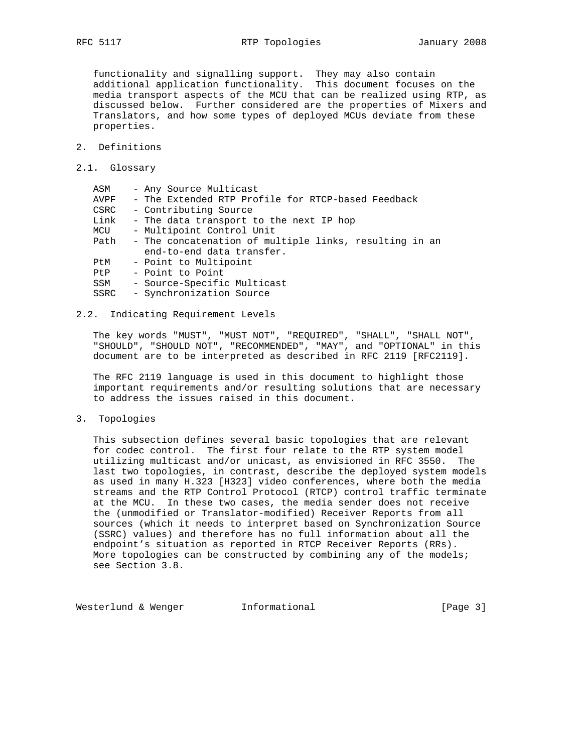functionality and signalling support. They may also contain additional application functionality. This document focuses on the media transport aspects of the MCU that can be realized using RTP, as discussed below. Further considered are the properties of Mixers and Translators, and how some types of deployed MCUs deviate from these properties.

## 2. Definitions

### 2.1. Glossary

- ASM - Any Source Multicast
- AVPF - The Extended RTP Profile for RTCP-based Feedback
- CSRC - Contributing Source
- Link - The data transport to the next IP hop
- MCU - Multipoint Control Unit
- Path - The concatenation of multiple links, resulting in an end-to-end data transfer.
- PtM - Point to Multipoint
- PtP - Point to Point
- SSM - Source-Specific Multicast
- SSRC - Synchronization Source

### 2.2. Indicating Requirement Levels

The key words "MUST", "MUST NOT", "REQUIRED", "SHALL", "SHALL NOT", "SHOULD", "SHOULD NOT", "RECOMMENDED", "MAY", and "OPTIONAL" in this document are to be interpreted as described in RFC 2119 [RFC2119].

The RFC 2119 language is used in this document to highlight those important requirements and/or resulting solutions that are necessary to address the issues raised in this document.

## 3. Topologies

This subsection defines several basic topologies that are relevant for codec control. The first four relate to the RTP system model utilizing multicast and/or unicast, as envisioned in RFC 3550. The last two topologies, in contrast, describe the deployed system models as used in many H.323 [H323] video conferences, where both the media streams and the RTP Control Protocol (RTCP) control traffic terminate at the MCU. In these two cases, the media sender does not receive the (unmodified or Translator-modified) Receiver Reports from all sources (which it needs to interpret based on Synchronization Source (SSRC) values) and therefore has no full information about all the endpoint's situation as reported in RTCP Receiver Reports (RRs). More topologies can be constructed by combining any of the models; see Section 3.8.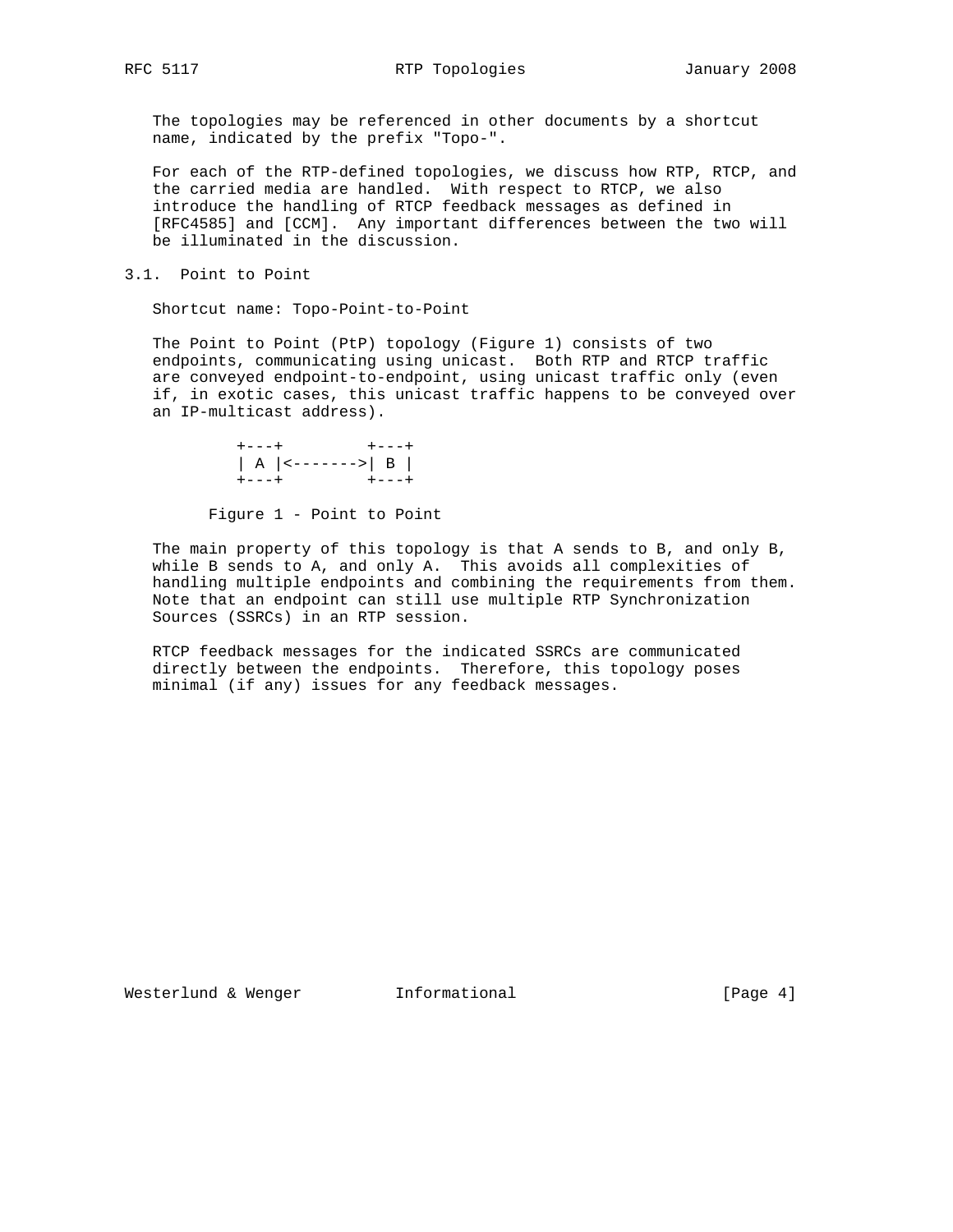The topologies may be referenced in other documents by a shortcut name, indicated by the prefix "Topo-".

For each of the RTP-defined topologies, we discuss how RTP, RTCP, and the carried media are handled. With respect to RTCP, we also introduce the handling of RTCP feedback messages as defined in [RFC4585] and [CCM]. Any important differences between the two will be illuminated in the discussion.

### 3.1. Point to Point

Shortcut name: Topo-Point-to-Point

The Point to Point (PtP) topology (Figure 1) consists of two endpoints, communicating using unicast. Both RTP and RTCP traffic are conveyed endpoint-to-endpoint, using unicast traffic only (even if, in exotic cases, this unicast traffic happens to be conveyed over an IP-multicast address).

```
+---+         +---+
| A |<------->| B |
+---+         +---+
```

Figure 1 - Point to Point

The main property of this topology is that A sends to B, and only B, while B sends to A, and only A. This avoids all complexities of handling multiple endpoints and combining the requirements from them. Note that an endpoint can still use multiple RTP Synchronization Sources (SSRCs) in an RTP session.

RTCP feedback messages for the indicated SSRCs are communicated directly between the endpoints. Therefore, this topology poses minimal (if any) issues for any feedback messages.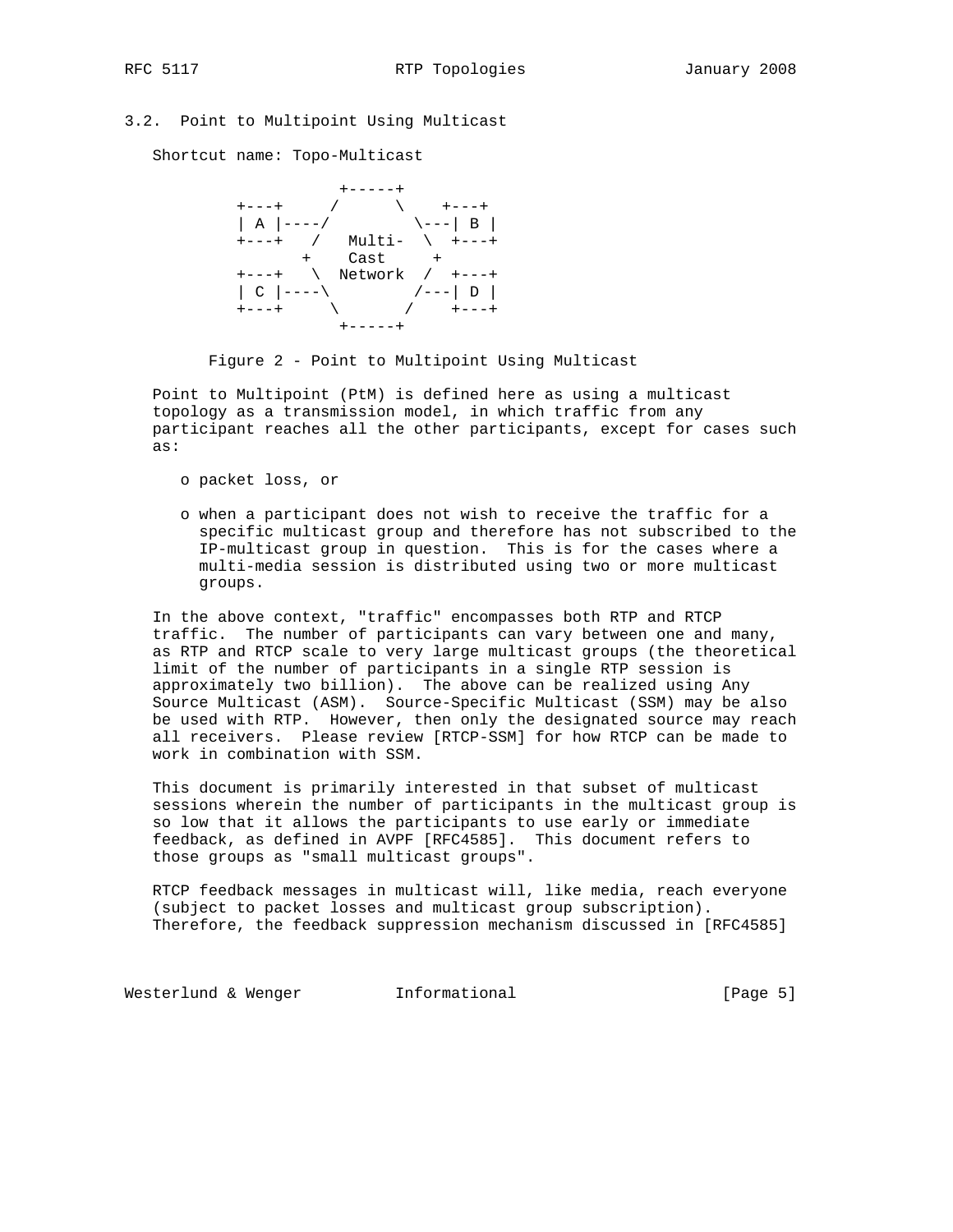### 3.2. Point to Multipoint Using Multicast

Shortcut name: Topo-Multicast

```
                  +-----+
         +---+   /       \    +---+
         | A |----/         \---| B |
         +---+   /   Multi-  \  +---+
                +    Cast     +
         +---+   \  Network  /  +---+
         | C |----\         /---| D |
         +---+     \       /    +---+
                    +-----+
```

Figure 2 - Point to Multipoint Using Multicast

Point to Multipoint (PtM) is defined here as using a multicast topology as a transmission model, in which traffic from any participant reaches all the other participants, except for cases such as:

- packet loss, or
- when a participant does not wish to receive the traffic for a specific multicast group and therefore has not subscribed to the IP-multicast group in question. This is for the cases where a multi-media session is distributed using two or more multicast groups.

In the above context, "traffic" encompasses both RTP and RTCP traffic. The number of participants can vary between one and many, as RTP and RTCP scale to very large multicast groups (the theoretical limit of the number of participants in a single RTP session is approximately two billion). The above can be realized using Any Source Multicast (ASM). Source-Specific Multicast (SSM) may be also be used with RTP. However, then only the designated source may reach all receivers. Please review [RTCP-SSM] for how RTCP can be made to work in combination with SSM.

This document is primarily interested in that subset of multicast sessions wherein the number of participants in the multicast group is so low that it allows the participants to use early or immediate feedback, as defined in AVPF [RFC4585]. This document refers to those groups as "small multicast groups".

RTCP feedback messages in multicast will, like media, reach everyone (subject to packet losses and multicast group subscription). Therefore, the feedback suppression mechanism discussed in [RFC4585]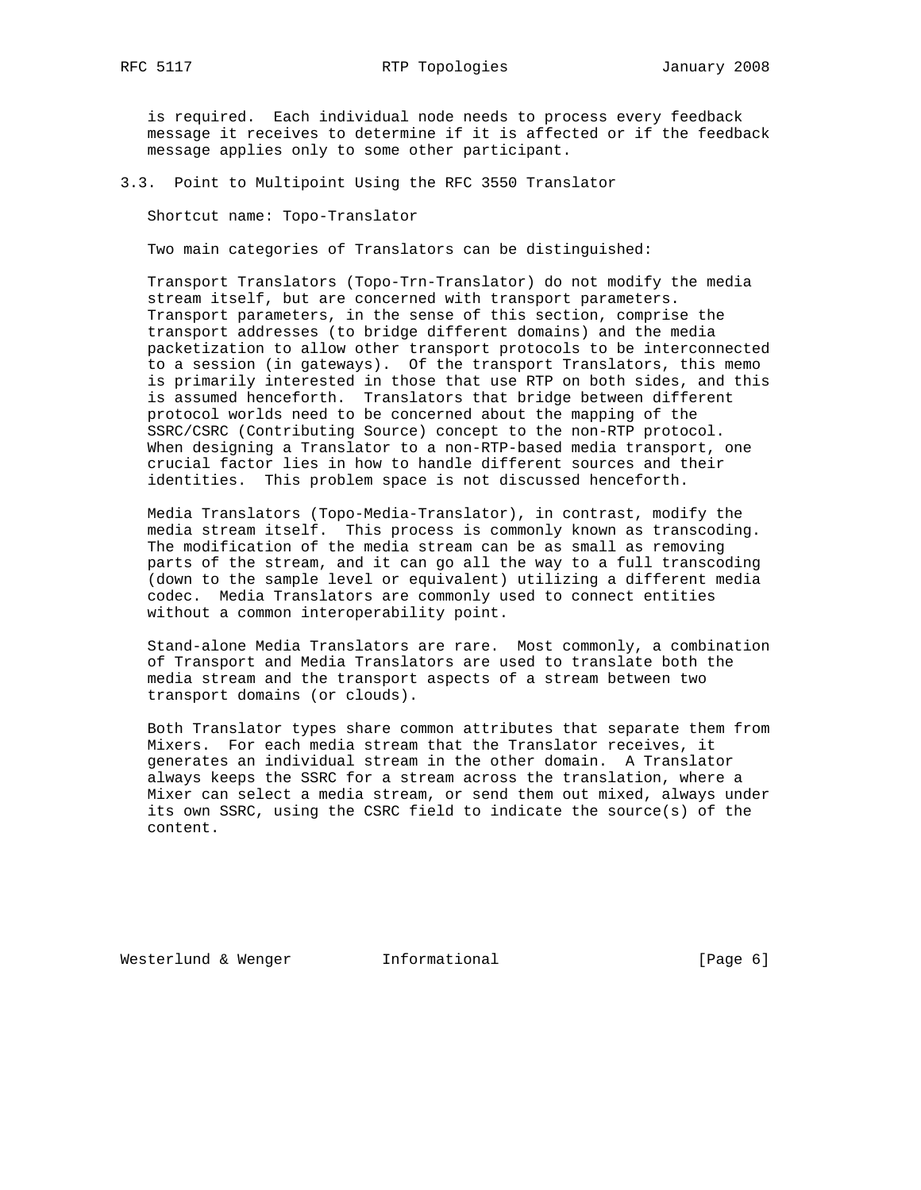is required. Each individual node needs to process every feedback message it receives to determine if it is affected or if the feedback message applies only to some other participant.

### 3.3. Point to Multipoint Using the RFC 3550 Translator

Shortcut name: Topo-Translator

Two main categories of Translators can be distinguished:

Transport Translators (Topo-Trn-Translator) do not modify the media stream itself, but are concerned with transport parameters. Transport parameters, in the sense of this section, comprise the transport addresses (to bridge different domains) and the media packetization to allow other transport protocols to be interconnected to a session (in gateways). Of the transport Translators, this memo is primarily interested in those that use RTP on both sides, and this is assumed henceforth. Translators that bridge between different protocol worlds need to be concerned about the mapping of the SSRC/CSRC (Contributing Source) concept to the non-RTP protocol. When designing a Translator to a non-RTP-based media transport, one crucial factor lies in how to handle different sources and their identities. This problem space is not discussed henceforth.

Media Translators (Topo-Media-Translator), in contrast, modify the media stream itself. This process is commonly known as transcoding. The modification of the media stream can be as small as removing parts of the stream, and it can go all the way to a full transcoding (down to the sample level or equivalent) utilizing a different media codec. Media Translators are commonly used to connect entities without a common interoperability point.

Stand-alone Media Translators are rare. Most commonly, a combination of Transport and Media Translators are used to translate both the media stream and the transport aspects of a stream between two transport domains (or clouds).

Both Translator types share common attributes that separate them from Mixers. For each media stream that the Translator receives, it generates an individual stream in the other domain. A Translator always keeps the SSRC for a stream across the translation, where a Mixer can select a media stream, or send them out mixed, always under its own SSRC, using the CSRC field to indicate the source(s) of the content.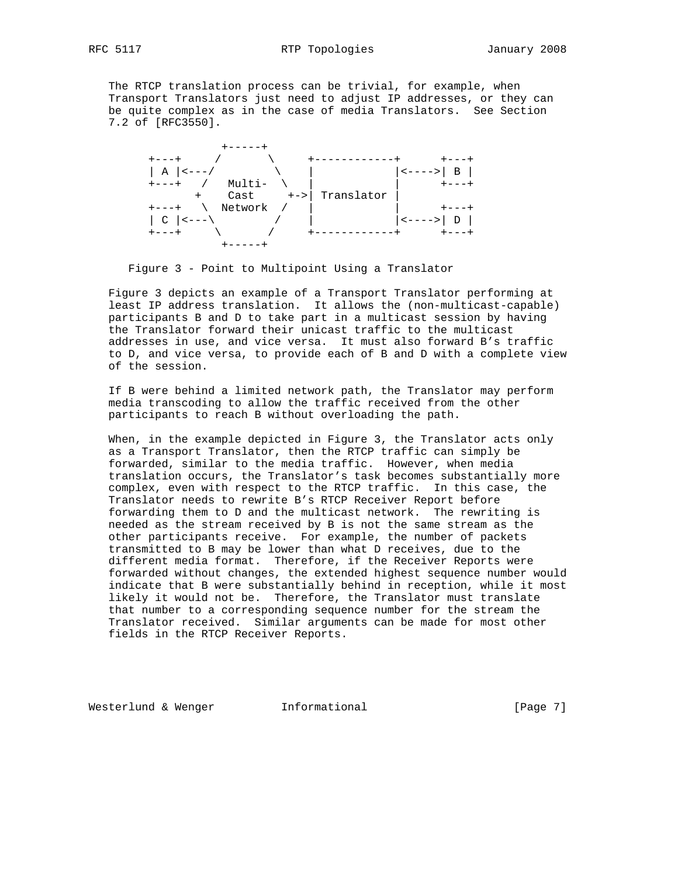The RTCP translation process can be trivial, for example, when Transport Translators just need to adjust IP addresses, or they can be quite complex as in the case of media Translators. See Section 7.2 of [RFC3550].

```
             +-----+
   +---+     /       \     +------------+      +---+
   | A |<---/         \    |            |<---->| B |
   +---+   /   Multi-  \   |            |      +---+
          +    Cast     +->| Translator |
   +---+   \  Network  /   |            |      +---+
   | C |<---\         /    |            |<---->| D |
   +---+     \       /     +------------+      +---+
             +-----+
```

Figure 3 - Point to Multipoint Using a Translator

Figure 3 depicts an example of a Transport Translator performing at least IP address translation. It allows the (non-multicast-capable) participants B and D to take part in a multicast session by having the Translator forward their unicast traffic to the multicast addresses in use, and vice versa. It must also forward B's traffic to D, and vice versa, to provide each of B and D with a complete view of the session.

If B were behind a limited network path, the Translator may perform media transcoding to allow the traffic received from the other participants to reach B without overloading the path.

When, in the example depicted in Figure 3, the Translator acts only as a Transport Translator, then the RTCP traffic can simply be forwarded, similar to the media traffic. However, when media translation occurs, the Translator's task becomes substantially more complex, even with respect to the RTCP traffic. In this case, the Translator needs to rewrite B's RTCP Receiver Report before forwarding them to D and the multicast network. The rewriting is needed as the stream received by B is not the same stream as the other participants receive. For example, the number of packets transmitted to B may be lower than what D receives, due to the different media format. Therefore, if the Receiver Reports were forwarded without changes, the extended highest sequence number would indicate that B were substantially behind in reception, while it most likely it would not be. Therefore, the Translator must translate that number to a corresponding sequence number for the stream the Translator received. Similar arguments can be made for most other fields in the RTCP Receiver Reports.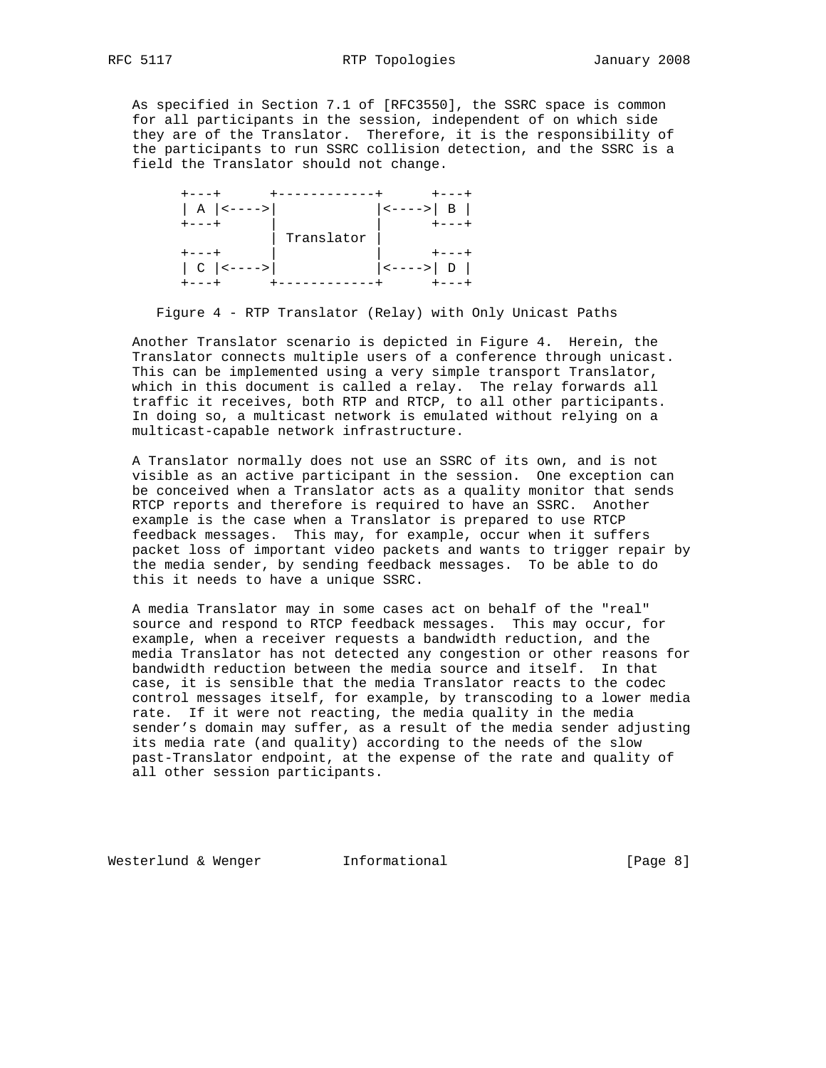As specified in Section 7.1 of [RFC3550], the SSRC space is common for all participants in the session, independent of on which side they are of the Translator. Therefore, it is the responsibility of the participants to run SSRC collision detection, and the SSRC is a field the Translator should not change.

```
+---+      +------------+      +---+
| A |<---->|            |<---->| B |
+---+      |            |      +---+
           | Translator |
+---+      |            |      +---+
| C |<---->|            |<---->| D |
+---+      +------------+      +---+
```

Figure 4 - RTP Translator (Relay) with Only Unicast Paths

Another Translator scenario is depicted in Figure 4. Herein, the Translator connects multiple users of a conference through unicast. This can be implemented using a very simple transport Translator, which in this document is called a relay. The relay forwards all traffic it receives, both RTP and RTCP, to all other participants. In doing so, a multicast network is emulated without relying on a multicast-capable network infrastructure.

A Translator normally does not use an SSRC of its own, and is not visible as an active participant in the session. One exception can be conceived when a Translator acts as a quality monitor that sends RTCP reports and therefore is required to have an SSRC. Another example is the case when a Translator is prepared to use RTCP feedback messages. This may, for example, occur when it suffers packet loss of important video packets and wants to trigger repair by the media sender, by sending feedback messages. To be able to do this it needs to have a unique SSRC.

A media Translator may in some cases act on behalf of the "real" source and respond to RTCP feedback messages. This may occur, for example, when a receiver requests a bandwidth reduction, and the media Translator has not detected any congestion or other reasons for bandwidth reduction between the media source and itself. In that case, it is sensible that the media Translator reacts to the codec control messages itself, for example, by transcoding to a lower media rate. If it were not reacting, the media quality in the media sender’s domain may suffer, as a result of the media sender adjusting its media rate (and quality) according to the needs of the slow past-Translator endpoint, at the expense of the rate and quality of all other session participants.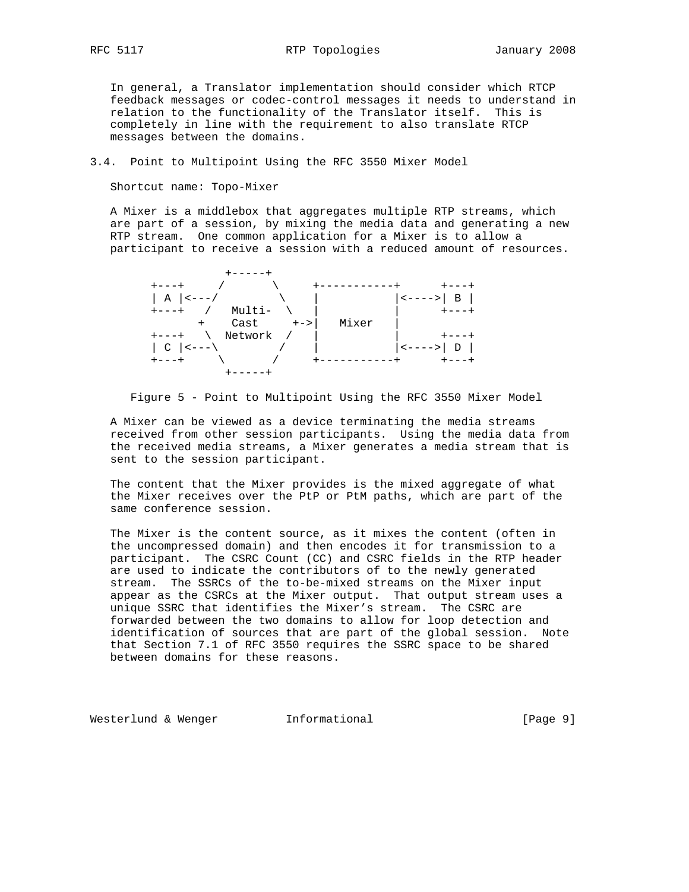In general, a Translator implementation should consider which RTCP feedback messages or codec-control messages it needs to understand in relation to the functionality of the Translator itself. This is completely in line with the requirement to also translate RTCP messages between the domains.

### 3.4. Point to Multipoint Using the RFC 3550 Mixer Model

Shortcut name: Topo-Mixer

A Mixer is a middlebox that aggregates multiple RTP streams, which are part of a session, by mixing the media data and generating a new RTP stream. One common application for a Mixer is to allow a participant to receive a session with a reduced amount of resources.

```
              +-----+
    +---+     /       \     +-----------+      +---+
    | A |<---/         \    |           |<---->| B |
    +---+   /   Multi-  \   |           |      +---+
           +    Cast     +->|   Mixer   |
    +---+   \  Network  /   |           |      +---+
    | C |<---\         /    |           |<---->| D |
    +---+     \       /     +-----------+      +---+
              +-----+
```

Figure 5 - Point to Multipoint Using the RFC 3550 Mixer Model

A Mixer can be viewed as a device terminating the media streams received from other session participants. Using the media data from the received media streams, a Mixer generates a media stream that is sent to the session participant.

The content that the Mixer provides is the mixed aggregate of what the Mixer receives over the PtP or PtM paths, which are part of the same conference session.

The Mixer is the content source, as it mixes the content (often in the uncompressed domain) and then encodes it for transmission to a participant. The CSRC Count (CC) and CSRC fields in the RTP header are used to indicate the contributors of to the newly generated stream. The SSRCs of the to-be-mixed streams on the Mixer input appear as the CSRCs at the Mixer output. That output stream uses a unique SSRC that identifies the Mixer's stream. The CSRC are forwarded between the two domains to allow for loop detection and identification of sources that are part of the global session. Note that Section 7.1 of RFC 3550 requires the SSRC space to be shared between domains for these reasons.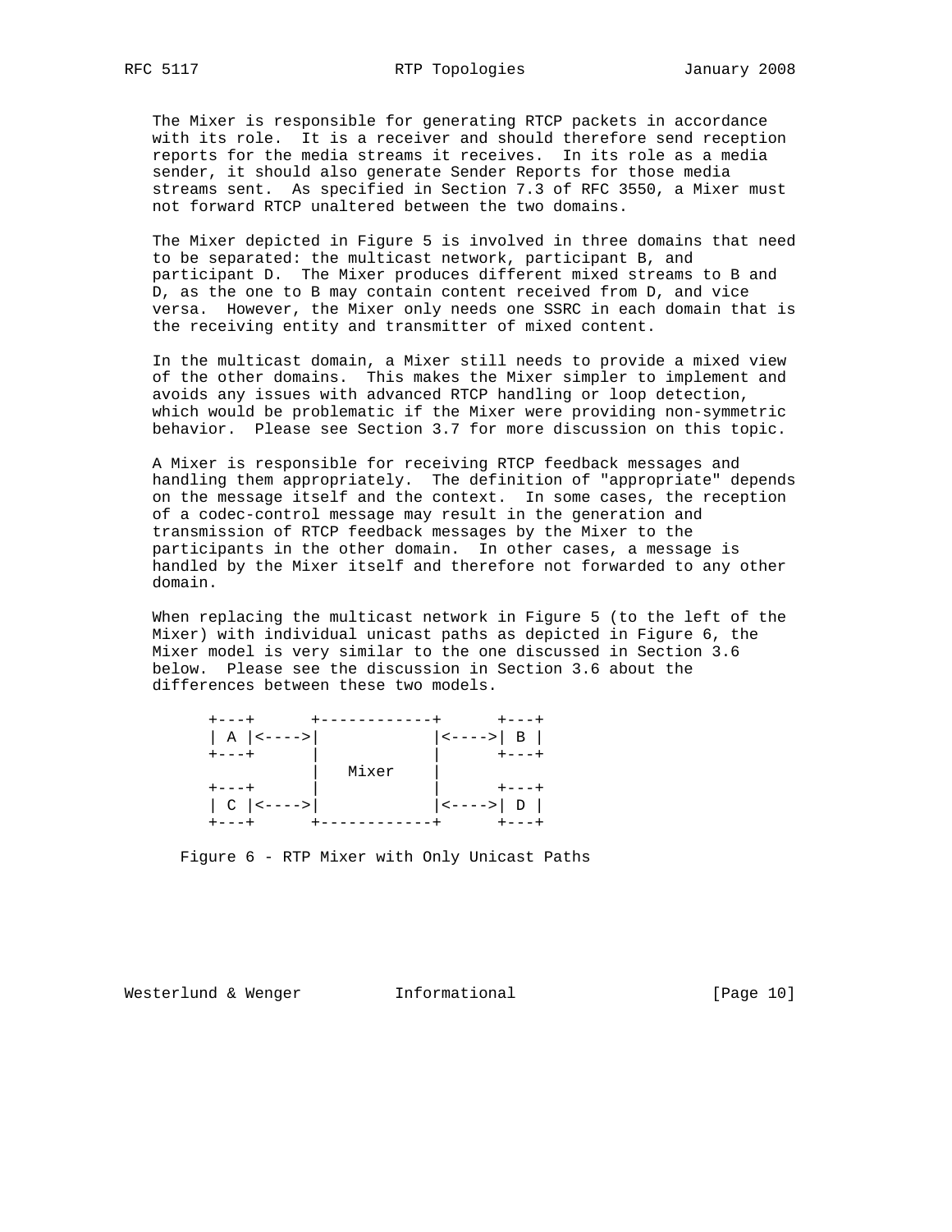The Mixer is responsible for generating RTCP packets in accordance with its role. It is a receiver and should therefore send reception reports for the media streams it receives. In its role as a media sender, it should also generate Sender Reports for those media streams sent. As specified in Section 7.3 of RFC 3550, a Mixer must not forward RTCP unaltered between the two domains.

The Mixer depicted in Figure 5 is involved in three domains that need to be separated: the multicast network, participant B, and participant D. The Mixer produces different mixed streams to B and D, as the one to B may contain content received from D, and vice versa. However, the Mixer only needs one SSRC in each domain that is the receiving entity and transmitter of mixed content.

In the multicast domain, a Mixer still needs to provide a mixed view of the other domains. This makes the Mixer simpler to implement and avoids any issues with advanced RTCP handling or loop detection, which would be problematic if the Mixer were providing non-symmetric behavior. Please see Section 3.7 for more discussion on this topic.

A Mixer is responsible for receiving RTCP feedback messages and handling them appropriately. The definition of "appropriate" depends on the message itself and the context. In some cases, the reception of a codec-control message may result in the generation and transmission of RTCP feedback messages by the Mixer to the participants in the other domain. In other cases, a message is handled by the Mixer itself and therefore not forwarded to any other domain.

When replacing the multicast network in Figure 5 (to the left of the Mixer) with individual unicast paths as depicted in Figure 6, the Mixer model is very similar to the one discussed in Section 3.6 below. Please see the discussion in Section 3.6 about the differences between these two models.

```
+---+      +------------+      +---+
| A |<---->|            |<---->| B |
+---+      |            |      +---+
           |   Mixer    |
+---+      |            |      +---+
| C |<---->|            |<---->| D |
+---+      +------------+      +---+
```

Figure 6 - RTP Mixer with Only Unicast Paths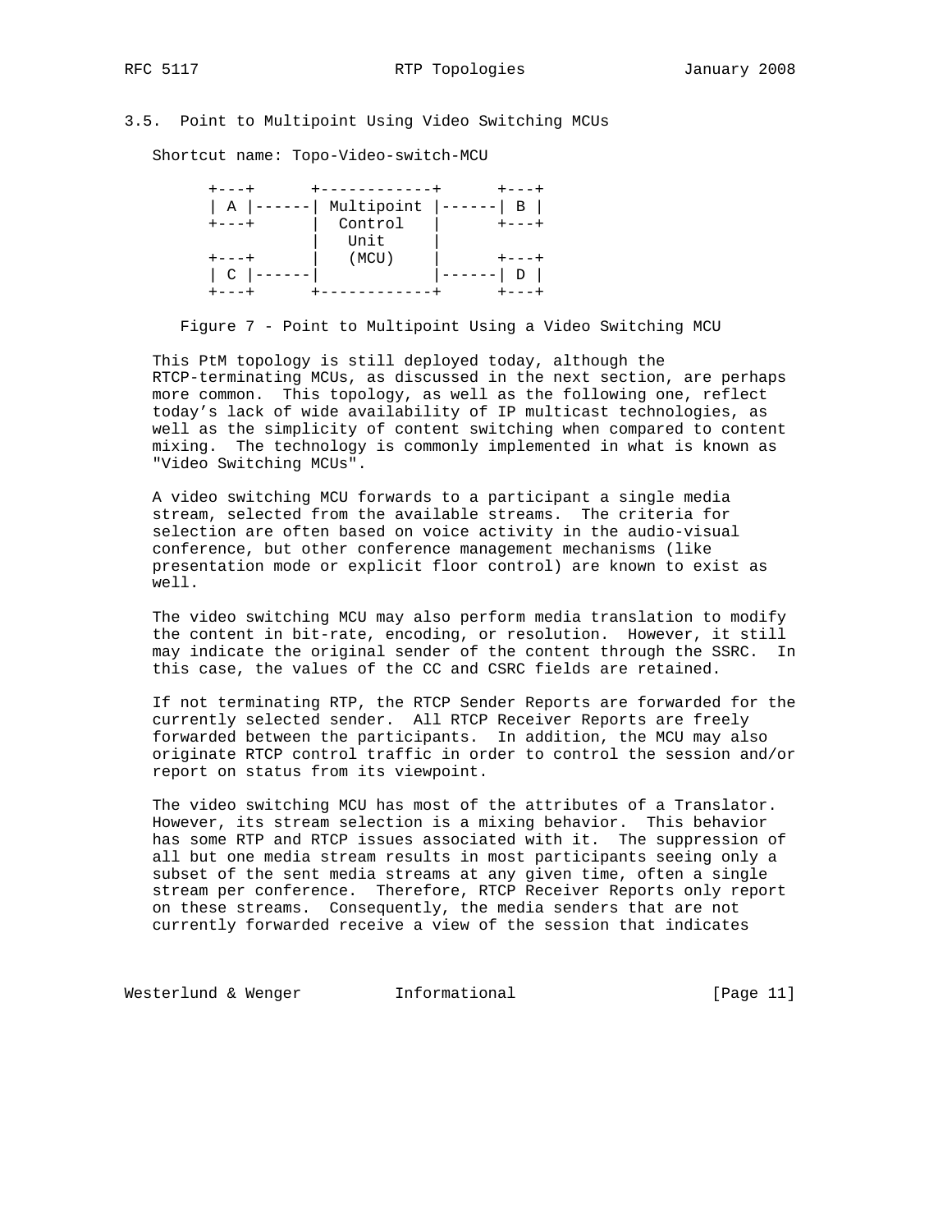### 3.5. Point to Multipoint Using Video Switching MCUs

Shortcut name: Topo-Video-switch-MCU

```
+---+      +------------+      +---+
| A |------| Multipoint |------| B |
+---+      |  Control   |      +---+
           |   Unit     |
+---+      |   (MCU)    |      +---+
| C |------|            |------| D |
+---+      +------------+      +---+
```

Figure 7 - Point to Multipoint Using a Video Switching MCU

This PtM topology is still deployed today, although the RTCP-terminating MCUs, as discussed in the next section, are perhaps more common. This topology, as well as the following one, reflect today's lack of wide availability of IP multicast technologies, as well as the simplicity of content switching when compared to content mixing. The technology is commonly implemented in what is known as "Video Switching MCUs".

A video switching MCU forwards to a participant a single media stream, selected from the available streams. The criteria for selection are often based on voice activity in the audio-visual conference, but other conference management mechanisms (like presentation mode or explicit floor control) are known to exist as well.

The video switching MCU may also perform media translation to modify the content in bit-rate, encoding, or resolution. However, it still may indicate the original sender of the content through the SSRC. In this case, the values of the CC and CSRC fields are retained.

If not terminating RTP, the RTCP Sender Reports are forwarded for the currently selected sender. All RTCP Receiver Reports are freely forwarded between the participants. In addition, the MCU may also originate RTCP control traffic in order to control the session and/or report on status from its viewpoint.

The video switching MCU has most of the attributes of a Translator. However, its stream selection is a mixing behavior. This behavior has some RTP and RTCP issues associated with it. The suppression of all but one media stream results in most participants seeing only a subset of the sent media streams at any given time, often a single stream per conference. Therefore, RTCP Receiver Reports only report on these streams. Consequently, the media senders that are not currently forwarded receive a view of the session that indicates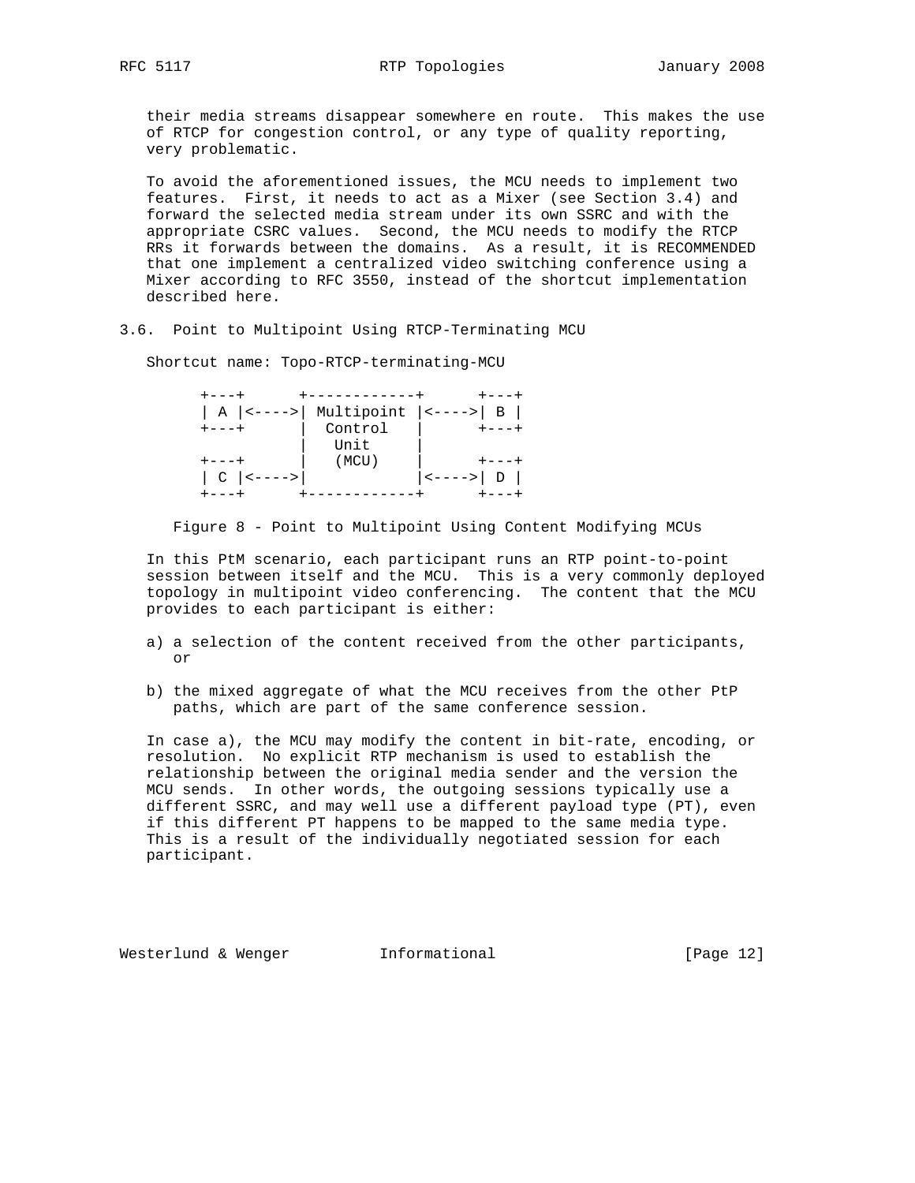their media streams disappear somewhere en route. This makes the use of RTCP for congestion control, or any type of quality reporting, very problematic.

To avoid the aforementioned issues, the MCU needs to implement two features. First, it needs to act as a Mixer (see Section 3.4) and forward the selected media stream under its own SSRC and with the appropriate CSRC values. Second, the MCU needs to modify the RTCP RRs it forwards between the domains. As a result, it is RECOMMENDED that one implement a centralized video switching conference using a Mixer according to RFC 3550, instead of the shortcut implementation described here.

### 3.6. Point to Multipoint Using RTCP-Terminating MCU

Shortcut name: Topo-RTCP-terminating-MCU

```
+---+      +------------+      +---+
| A |<---->| Multipoint |<---->| B |
+---+      |  Control   |      +---+
           |   Unit     |
+---+      |   (MCU)    |      +---+
| C |<---->|            |<---->| D |
+---+      +------------+      +---+
```

Figure 8 - Point to Multipoint Using Content Modifying MCUs

In this PtM scenario, each participant runs an RTP point-to-point session between itself and the MCU. This is a very commonly deployed topology in multipoint video conferencing. The content that the MCU provides to each participant is either:

a) a selection of the content received from the other participants, or

b) the mixed aggregate of what the MCU receives from the other PtP paths, which are part of the same conference session.

In case a), the MCU may modify the content in bit-rate, encoding, or resolution. No explicit RTP mechanism is used to establish the relationship between the original media sender and the version the MCU sends. In other words, the outgoing sessions typically use a different SSRC, and may well use a different payload type (PT), even if this different PT happens to be mapped to the same media type. This is a result of the individually negotiated session for each participant.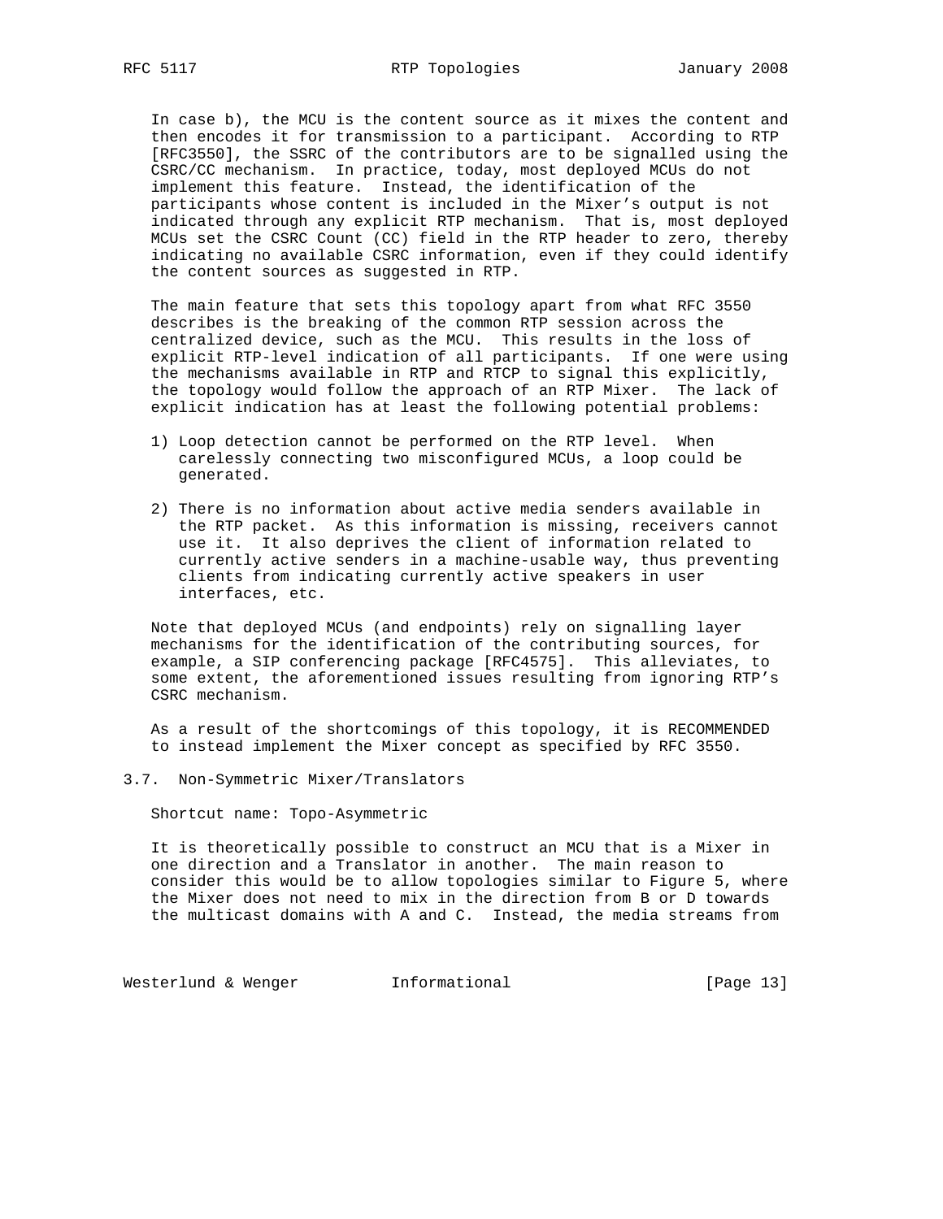In case b), the MCU is the content source as it mixes the content and then encodes it for transmission to a participant. According to RTP [RFC3550], the SSRC of the contributors are to be signalled using the CSRC/CC mechanism. In practice, today, most deployed MCUs do not implement this feature. Instead, the identification of the participants whose content is included in the Mixer's output is not indicated through any explicit RTP mechanism. That is, most deployed MCUs set the CSRC Count (CC) field in the RTP header to zero, thereby indicating no available CSRC information, even if they could identify the content sources as suggested in RTP.

The main feature that sets this topology apart from what RFC 3550 describes is the breaking of the common RTP session across the centralized device, such as the MCU. This results in the loss of explicit RTP-level indication of all participants. If one were using the mechanisms available in RTP and RTCP to signal this explicitly, the topology would follow the approach of an RTP Mixer. The lack of explicit indication has at least the following potential problems:

1) Loop detection cannot be performed on the RTP level. When carelessly connecting two misconfigured MCUs, a loop could be generated.

2) There is no information about active media senders available in the RTP packet. As this information is missing, receivers cannot use it. It also deprives the client of information related to currently active senders in a machine-usable way, thus preventing clients from indicating currently active speakers in user interfaces, etc.

Note that deployed MCUs (and endpoints) rely on signalling layer mechanisms for the identification of the contributing sources, for example, a SIP conferencing package [RFC4575]. This alleviates, to some extent, the aforementioned issues resulting from ignoring RTP's CSRC mechanism.

As a result of the shortcomings of this topology, it is RECOMMENDED to instead implement the Mixer concept as specified by RFC 3550.

### 3.7. Non-Symmetric Mixer/Translators

Shortcut name: Topo-Asymmetric

It is theoretically possible to construct an MCU that is a Mixer in one direction and a Translator in another. The main reason to consider this would be to allow topologies similar to Figure 5, where the Mixer does not need to mix in the direction from B or D towards the multicast domains with A and C. Instead, the media streams from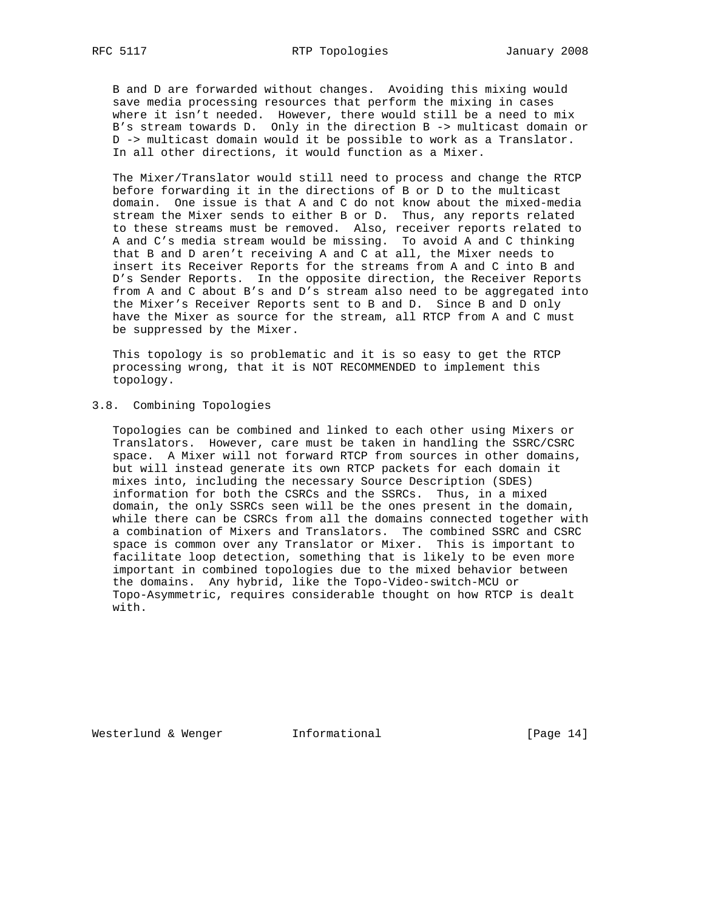B and D are forwarded without changes. Avoiding this mixing would save media processing resources that perform the mixing in cases where it isn't needed. However, there would still be a need to mix B's stream towards D. Only in the direction B -> multicast domain or D -> multicast domain would it be possible to work as a Translator. In all other directions, it would function as a Mixer.

The Mixer/Translator would still need to process and change the RTCP before forwarding it in the directions of B or D to the multicast domain. One issue is that A and C do not know about the mixed-media stream the Mixer sends to either B or D. Thus, any reports related to these streams must be removed. Also, receiver reports related to A and C's media stream would be missing. To avoid A and C thinking that B and D aren't receiving A and C at all, the Mixer needs to insert its Receiver Reports for the streams from A and C into B and D's Sender Reports. In the opposite direction, the Receiver Reports from A and C about B's and D's stream also need to be aggregated into the Mixer's Receiver Reports sent to B and D. Since B and D only have the Mixer as source for the stream, all RTCP from A and C must be suppressed by the Mixer.

This topology is so problematic and it is so easy to get the RTCP processing wrong, that it is NOT RECOMMENDED to implement this topology.

## 3.8. Combining Topologies

Topologies can be combined and linked to each other using Mixers or Translators. However, care must be taken in handling the SSRC/CSRC space. A Mixer will not forward RTCP from sources in other domains, but will instead generate its own RTCP packets for each domain it mixes into, including the necessary Source Description (SDES) information for both the CSRCs and the SSRCs. Thus, in a mixed domain, the only SSRCs seen will be the ones present in the domain, while there can be CSRCs from all the domains connected together with a combination of Mixers and Translators. The combined SSRC and CSRC space is common over any Translator or Mixer. This is important to facilitate loop detection, something that is likely to be even more important in combined topologies due to the mixed behavior between the domains. Any hybrid, like the Topo-Video-switch-MCU or Topo-Asymmetric, requires considerable thought on how RTCP is dealt with.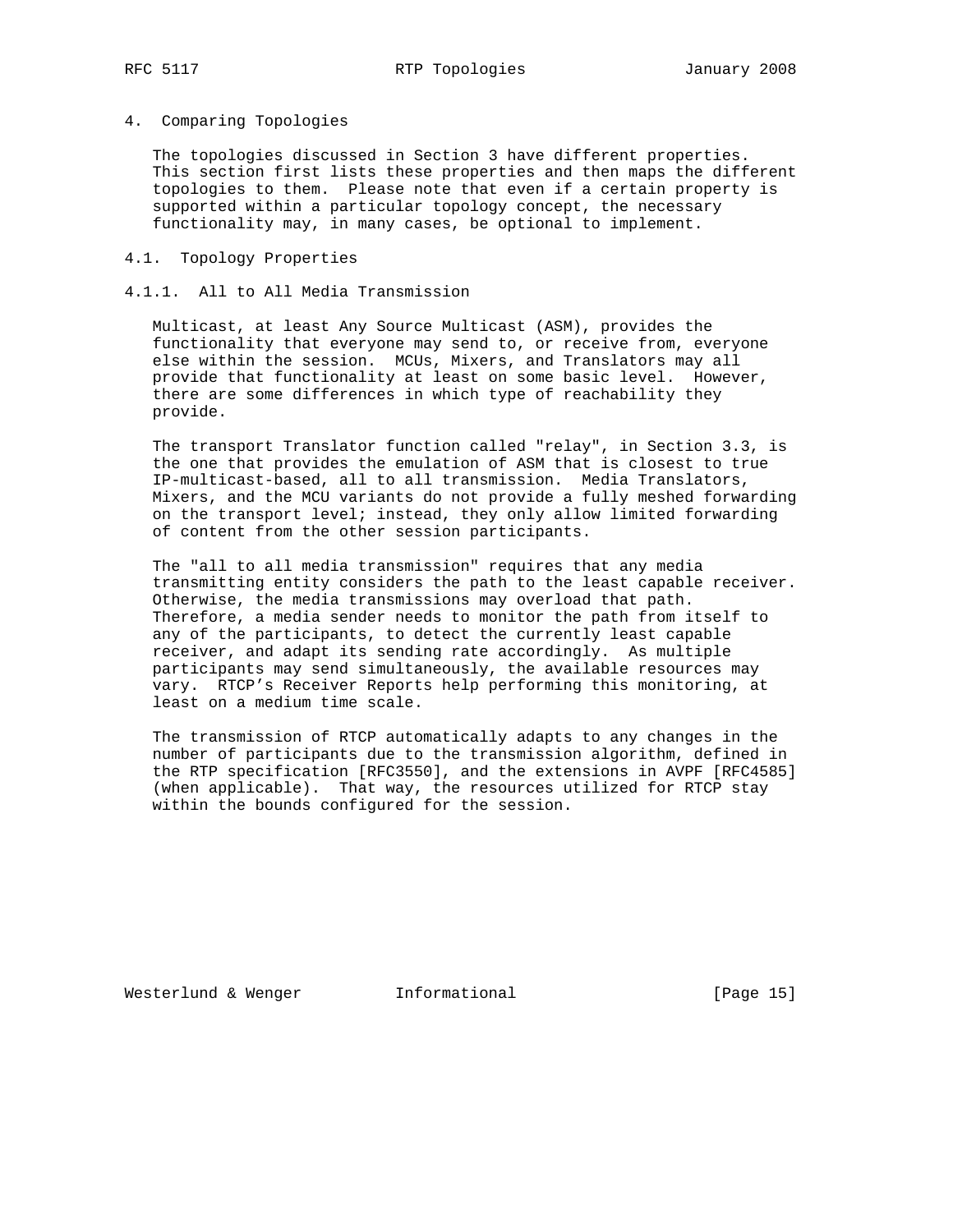# 4. Comparing Topologies

The topologies discussed in Section 3 have different properties. This section first lists these properties and then maps the different topologies to them. Please note that even if a certain property is supported within a particular topology concept, the necessary functionality may, in many cases, be optional to implement.

## 4.1. Topology Properties

### 4.1.1. All to All Media Transmission

Multicast, at least Any Source Multicast (ASM), provides the functionality that everyone may send to, or receive from, everyone else within the session. MCUs, Mixers, and Translators may all provide that functionality at least on some basic level. However, there are some differences in which type of reachability they provide.

The transport Translator function called "relay", in Section 3.3, is the one that provides the emulation of ASM that is closest to true IP-multicast-based, all to all transmission. Media Translators, Mixers, and the MCU variants do not provide a fully meshed forwarding on the transport level; instead, they only allow limited forwarding of content from the other session participants.

The "all to all media transmission" requires that any media transmitting entity considers the path to the least capable receiver. Otherwise, the media transmissions may overload that path. Therefore, a media sender needs to monitor the path from itself to any of the participants, to detect the currently least capable receiver, and adapt its sending rate accordingly. As multiple participants may send simultaneously, the available resources may vary. RTCP's Receiver Reports help performing this monitoring, at least on a medium time scale.

The transmission of RTCP automatically adapts to any changes in the number of participants due to the transmission algorithm, defined in the RTP specification [RFC3550], and the extensions in AVPF [RFC4585] (when applicable). That way, the resources utilized for RTCP stay within the bounds configured for the session.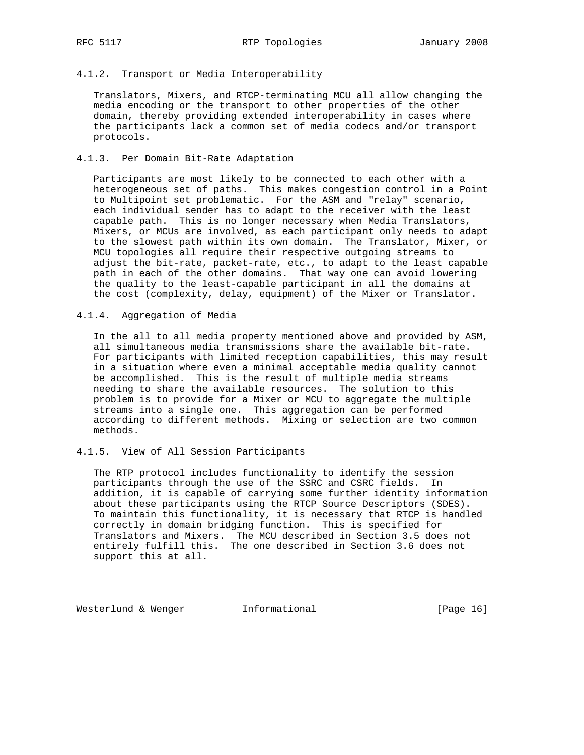#### 4.1.2. Transport or Media Interoperability

Translators, Mixers, and RTCP-terminating MCU all allow changing the media encoding or the transport to other properties of the other domain, thereby providing extended interoperability in cases where the participants lack a common set of media codecs and/or transport protocols.

#### 4.1.3. Per Domain Bit-Rate Adaptation

Participants are most likely to be connected to each other with a heterogeneous set of paths. This makes congestion control in a Point to Multipoint set problematic. For the ASM and "relay" scenario, each individual sender has to adapt to the receiver with the least capable path. This is no longer necessary when Media Translators, Mixers, or MCUs are involved, as each participant only needs to adapt to the slowest path within its own domain. The Translator, Mixer, or MCU topologies all require their respective outgoing streams to adjust the bit-rate, packet-rate, etc., to adapt to the least capable path in each of the other domains. That way one can avoid lowering the quality to the least-capable participant in all the domains at the cost (complexity, delay, equipment) of the Mixer or Translator.

#### 4.1.4. Aggregation of Media

In the all to all media property mentioned above and provided by ASM, all simultaneous media transmissions share the available bit-rate. For participants with limited reception capabilities, this may result in a situation where even a minimal acceptable media quality cannot be accomplished. This is the result of multiple media streams needing to share the available resources. The solution to this problem is to provide for a Mixer or MCU to aggregate the multiple streams into a single one. This aggregation can be performed according to different methods. Mixing or selection are two common methods.

#### 4.1.5. View of All Session Participants

The RTP protocol includes functionality to identify the session participants through the use of the SSRC and CSRC fields. In addition, it is capable of carrying some further identity information about these participants using the RTCP Source Descriptors (SDES). To maintain this functionality, it is necessary that RTCP is handled correctly in domain bridging function. This is specified for Translators and Mixers. The MCU described in Section 3.5 does not entirely fulfill this. The one described in Section 3.6 does not support this at all.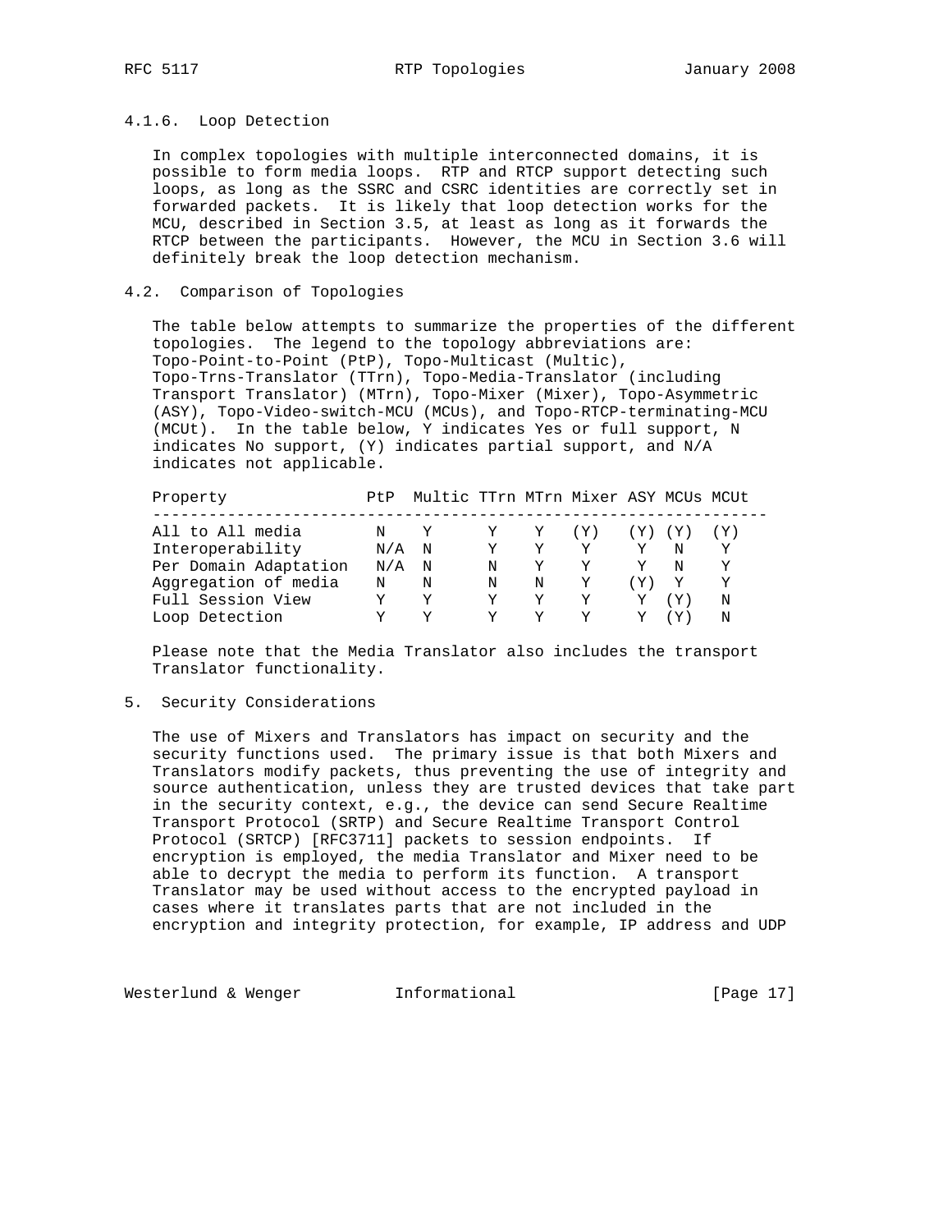#### 4.1.6. Loop Detection

In complex topologies with multiple interconnected domains, it is possible to form media loops. RTP and RTCP support detecting such loops, as long as the SSRC and CSRC identities are correctly set in forwarded packets. It is likely that loop detection works for the MCU, described in Section 3.5, at least as long as it forwards the RTCP between the participants. However, the MCU in Section 3.6 will definitely break the loop detection mechanism.

### 4.2. Comparison of Topologies

The table below attempts to summarize the properties of the different topologies. The legend to the topology abbreviations are: Topo-Point-to-Point (PtP), Topo-Multicast (Multic), Topo-Trns-Translator (TTrn), Topo-Media-Translator (including Transport Translator) (MTrn), Topo-Mixer (Mixer), Topo-Asymmetric (ASY), Topo-Video-switch-MCU (MCUs), and Topo-RTCP-terminating-MCU (MCUt). In the table below, Y indicates Yes or full support, N indicates No support, (Y) indicates partial support, and N/A indicates not applicable.

| Property | PtP | Multic | TTrn | MTrn | Mixer | ASY | MCUs | MCUt |
|---|---|---|---|---|---|---|---|---|
| All to All media | N | Y | Y | Y | (Y) | (Y) | (Y) | (Y) |
| Interoperability | N/A | N | Y | Y | Y | Y | N | Y |
| Per Domain Adaptation | N/A | N | N | Y | Y | Y | N | Y |
| Aggregation of media | N | N | N | N | Y | (Y) | Y | Y |
| Full Session View | Y | Y | Y | Y | Y | Y | (Y) | N |
| Loop Detection | Y | Y | Y | Y | Y | Y | (Y) | N |

Please note that the Media Translator also includes the transport Translator functionality.

## 5. Security Considerations

The use of Mixers and Translators has impact on security and the security functions used. The primary issue is that both Mixers and Translators modify packets, thus preventing the use of integrity and source authentication, unless they are trusted devices that take part in the security context, e.g., the device can send Secure Realtime Transport Protocol (SRTP) and Secure Realtime Transport Control Protocol (SRTCP) [RFC3711] packets to session endpoints. If encryption is employed, the media Translator and Mixer need to be able to decrypt the media to perform its function. A transport Translator may be used without access to the encrypted payload in cases where it translates parts that are not included in the encryption and integrity protection, for example, IP address and UDP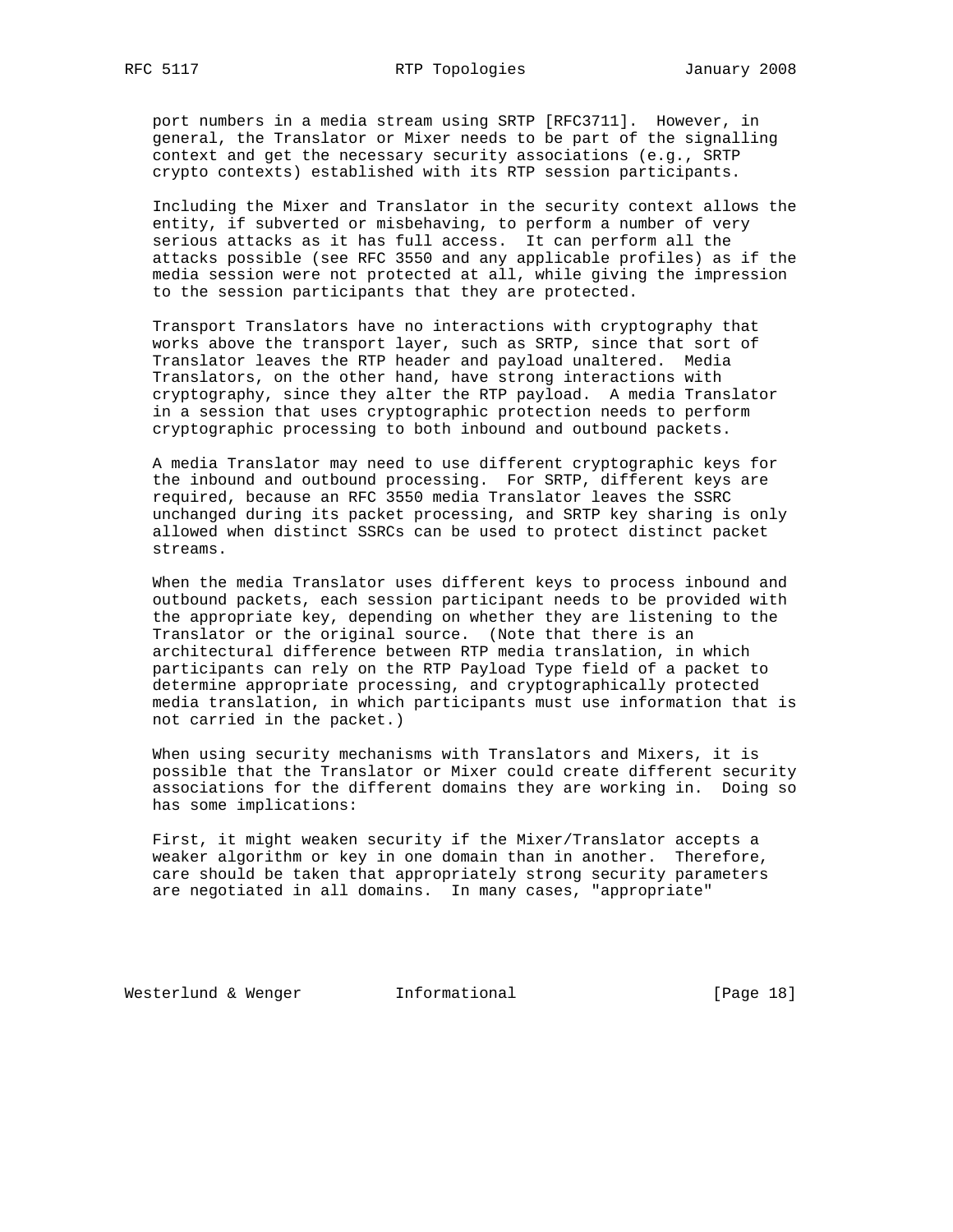port numbers in a media stream using SRTP [RFC3711]. However, in general, the Translator or Mixer needs to be part of the signalling context and get the necessary security associations (e.g., SRTP crypto contexts) established with its RTP session participants.

Including the Mixer and Translator in the security context allows the entity, if subverted or misbehaving, to perform a number of very serious attacks as it has full access. It can perform all the attacks possible (see RFC 3550 and any applicable profiles) as if the media session were not protected at all, while giving the impression to the session participants that they are protected.

Transport Translators have no interactions with cryptography that works above the transport layer, such as SRTP, since that sort of Translator leaves the RTP header and payload unaltered. Media Translators, on the other hand, have strong interactions with cryptography, since they alter the RTP payload. A media Translator in a session that uses cryptographic protection needs to perform cryptographic processing to both inbound and outbound packets.

A media Translator may need to use different cryptographic keys for the inbound and outbound processing. For SRTP, different keys are required, because an RFC 3550 media Translator leaves the SSRC unchanged during its packet processing, and SRTP key sharing is only allowed when distinct SSRCs can be used to protect distinct packet streams.

When the media Translator uses different keys to process inbound and outbound packets, each session participant needs to be provided with the appropriate key, depending on whether they are listening to the Translator or the original source. (Note that there is an architectural difference between RTP media translation, in which participants can rely on the RTP Payload Type field of a packet to determine appropriate processing, and cryptographically protected media translation, in which participants must use information that is not carried in the packet.)

When using security mechanisms with Translators and Mixers, it is possible that the Translator or Mixer could create different security associations for the different domains they are working in. Doing so has some implications:

First, it might weaken security if the Mixer/Translator accepts a weaker algorithm or key in one domain than in another. Therefore, care should be taken that appropriately strong security parameters are negotiated in all domains. In many cases, "appropriate"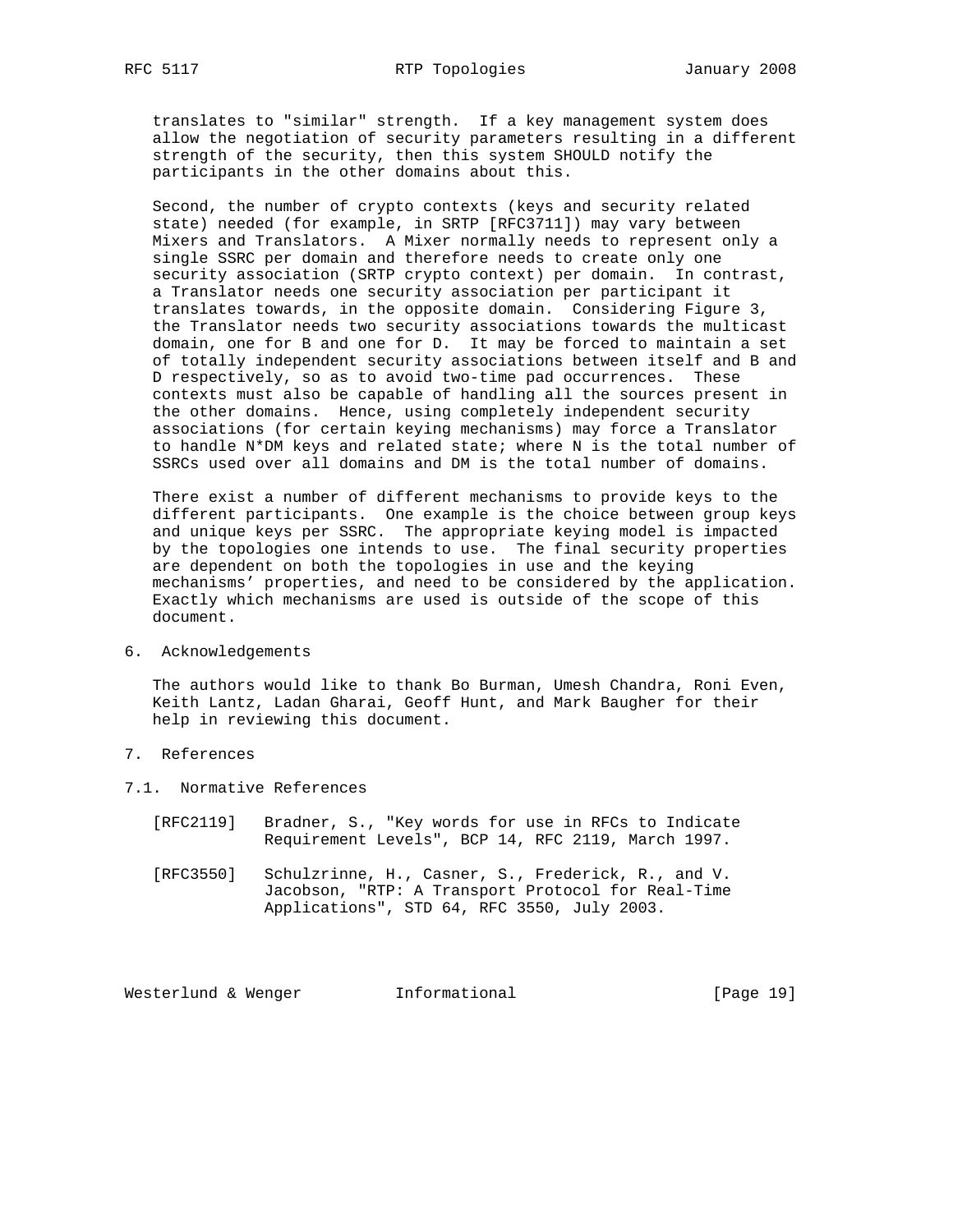translates to "similar" strength. If a key management system does allow the negotiation of security parameters resulting in a different strength of the security, then this system SHOULD notify the participants in the other domains about this.

Second, the number of crypto contexts (keys and security related state) needed (for example, in SRTP [RFC3711]) may vary between Mixers and Translators. A Mixer normally needs to represent only a single SSRC per domain and therefore needs to create only one security association (SRTP crypto context) per domain. In contrast, a Translator needs one security association per participant it translates towards, in the opposite domain. Considering Figure 3, the Translator needs two security associations towards the multicast domain, one for B and one for D. It may be forced to maintain a set of totally independent security associations between itself and B and D respectively, so as to avoid two-time pad occurrences. These contexts must also be capable of handling all the sources present in the other domains. Hence, using completely independent security associations (for certain keying mechanisms) may force a Translator to handle N*DM keys and related state; where N is the total number of SSRCs used over all domains and DM is the total number of domains.

There exist a number of different mechanisms to provide keys to the different participants. One example is the choice between group keys and unique keys per SSRC. The appropriate keying model is impacted by the topologies one intends to use. The final security properties are dependent on both the topologies in use and the keying mechanisms' properties, and need to be considered by the application. Exactly which mechanisms are used is outside of the scope of this document.

# 6. Acknowledgements

The authors would like to thank Bo Burman, Umesh Chandra, Roni Even, Keith Lantz, Ladan Gharai, Geoff Hunt, and Mark Baugher for their help in reviewing this document.

# 7. References

## 7.1. Normative References

[RFC2119] Bradner, S., "Key words for use in RFCs to Indicate Requirement Levels", BCP 14, RFC 2119, March 1997.

[RFC3550] Schulzrinne, H., Casner, S., Frederick, R., and V. Jacobson, "RTP: A Transport Protocol for Real-Time Applications", STD 64, RFC 3550, July 2003.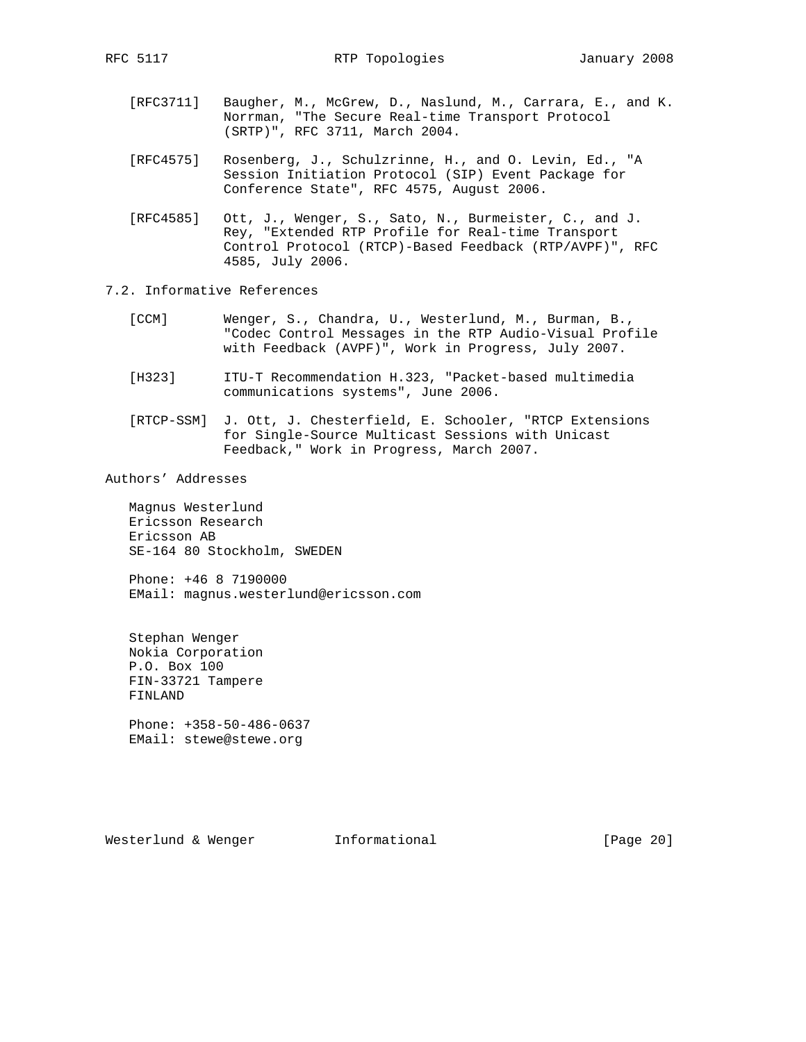[RFC3711] Baugher, M., McGrew, D., Naslund, M., Carrara, E., and K. Norrman, "The Secure Real-time Transport Protocol (SRTP)", RFC 3711, March 2004.

[RFC4575] Rosenberg, J., Schulzrinne, H., and O. Levin, Ed., "A Session Initiation Protocol (SIP) Event Package for Conference State", RFC 4575, August 2006.

[RFC4585] Ott, J., Wenger, S., Sato, N., Burmeister, C., and J. Rey, "Extended RTP Profile for Real-time Transport Control Protocol (RTCP)-Based Feedback (RTP/AVPF)", RFC 4585, July 2006.

## 7.2. Informative References

[CCM] Wenger, S., Chandra, U., Westerlund, M., Burman, B., "Codec Control Messages in the RTP Audio-Visual Profile with Feedback (AVPF)", Work in Progress, July 2007.

[H323] ITU-T Recommendation H.323, "Packet-based multimedia communications systems", June 2006.

[RTCP-SSM] J. Ott, J. Chesterfield, E. Schooler, "RTCP Extensions for Single-Source Multicast Sessions with Unicast Feedback," Work in Progress, March 2007.

## Authors' Addresses

Magnus Westerlund
Ericsson Research
Ericsson AB
SE-164 80 Stockholm, SWEDEN

Phone: +46 8 7190000
EMail: magnus.westerlund@ericsson.com

Stephan Wenger
Nokia Corporation
P.O. Box 100
FIN-33721 Tampere
FINLAND

Phone: +358-50-486-0637
EMail: stewe@stewe.org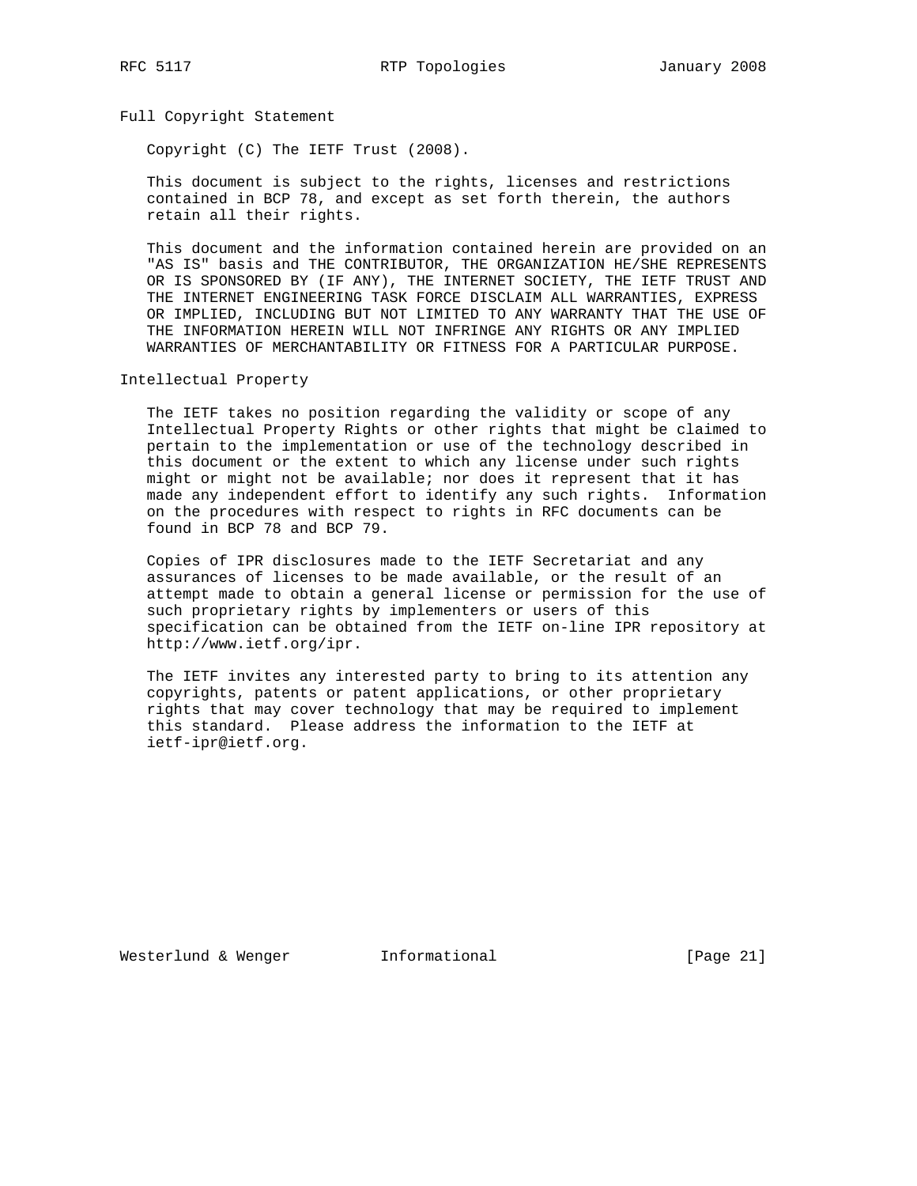## Full Copyright Statement

Copyright (C) The IETF Trust (2008).

This document is subject to the rights, licenses and restrictions contained in BCP 78, and except as set forth therein, the authors retain all their rights.

This document and the information contained herein are provided on an "AS IS" basis and THE CONTRIBUTOR, THE ORGANIZATION HE/SHE REPRESENTS OR IS SPONSORED BY (IF ANY), THE INTERNET SOCIETY, THE IETF TRUST AND THE INTERNET ENGINEERING TASK FORCE DISCLAIM ALL WARRANTIES, EXPRESS OR IMPLIED, INCLUDING BUT NOT LIMITED TO ANY WARRANTY THAT THE USE OF THE INFORMATION HEREIN WILL NOT INFRINGE ANY RIGHTS OR ANY IMPLIED WARRANTIES OF MERCHANTABILITY OR FITNESS FOR A PARTICULAR PURPOSE.

## Intellectual Property

The IETF takes no position regarding the validity or scope of any Intellectual Property Rights or other rights that might be claimed to pertain to the implementation or use of the technology described in this document or the extent to which any license under such rights might or might not be available; nor does it represent that it has made any independent effort to identify any such rights. Information on the procedures with respect to rights in RFC documents can be found in BCP 78 and BCP 79.

Copies of IPR disclosures made to the IETF Secretariat and any assurances of licenses to be made available, or the result of an attempt made to obtain a general license or permission for the use of such proprietary rights by implementers or users of this specification can be obtained from the IETF on-line IPR repository at http://www.ietf.org/ipr.

The IETF invites any interested party to bring to its attention any copyrights, patents or patent applications, or other proprietary rights that may cover technology that may be required to implement this standard. Please address the information to the IETF at ietf-ipr@ietf.org.